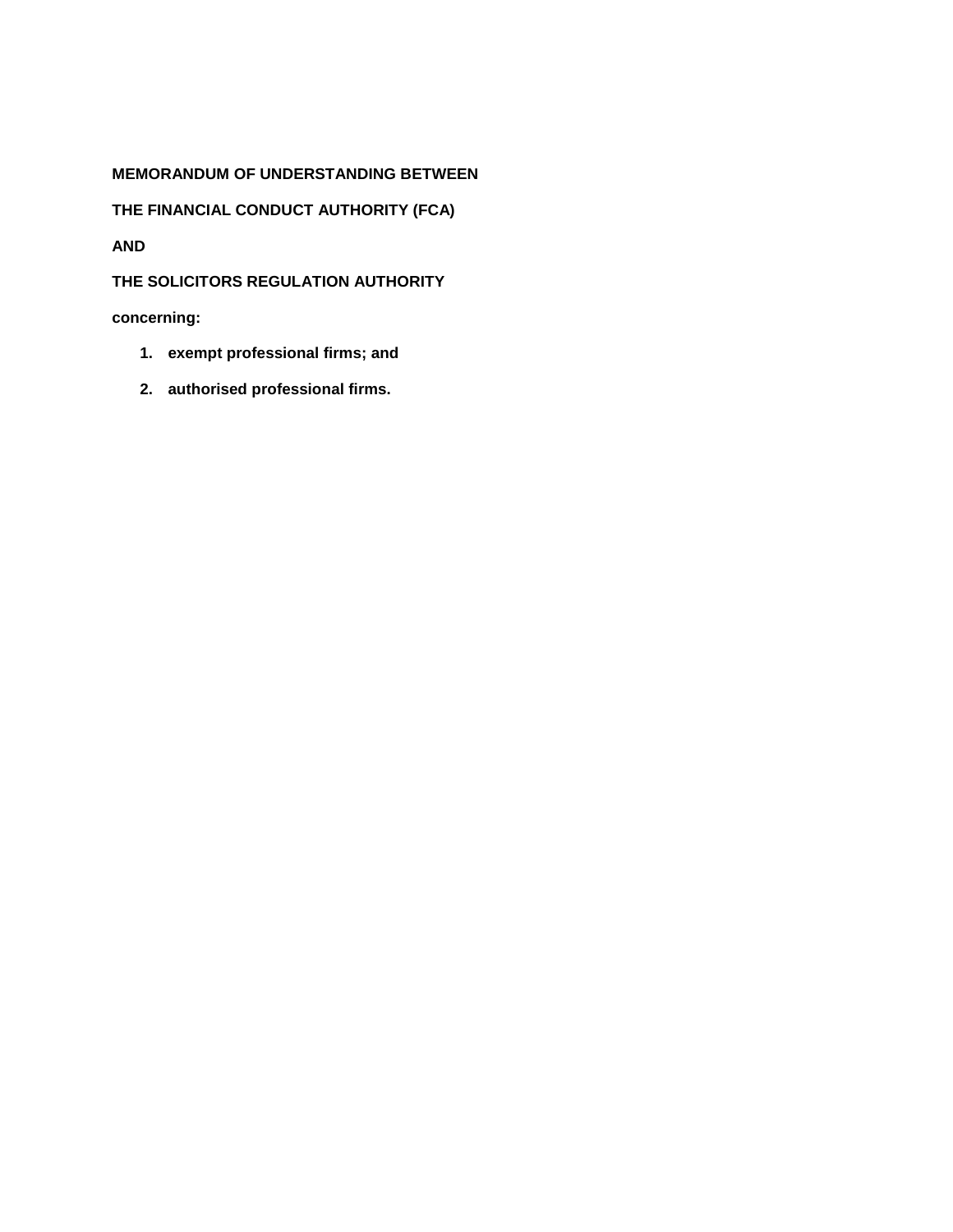**MEMORANDUM OF UNDERSTANDING BETWEEN**

**THE FINANCIAL CONDUCT AUTHORITY (FCA)**

**AND**

**THE SOLICITORS REGULATION AUTHORITY**

**concerning:**

1. **exempt professional firms; and**
2. **authorised professional firms.**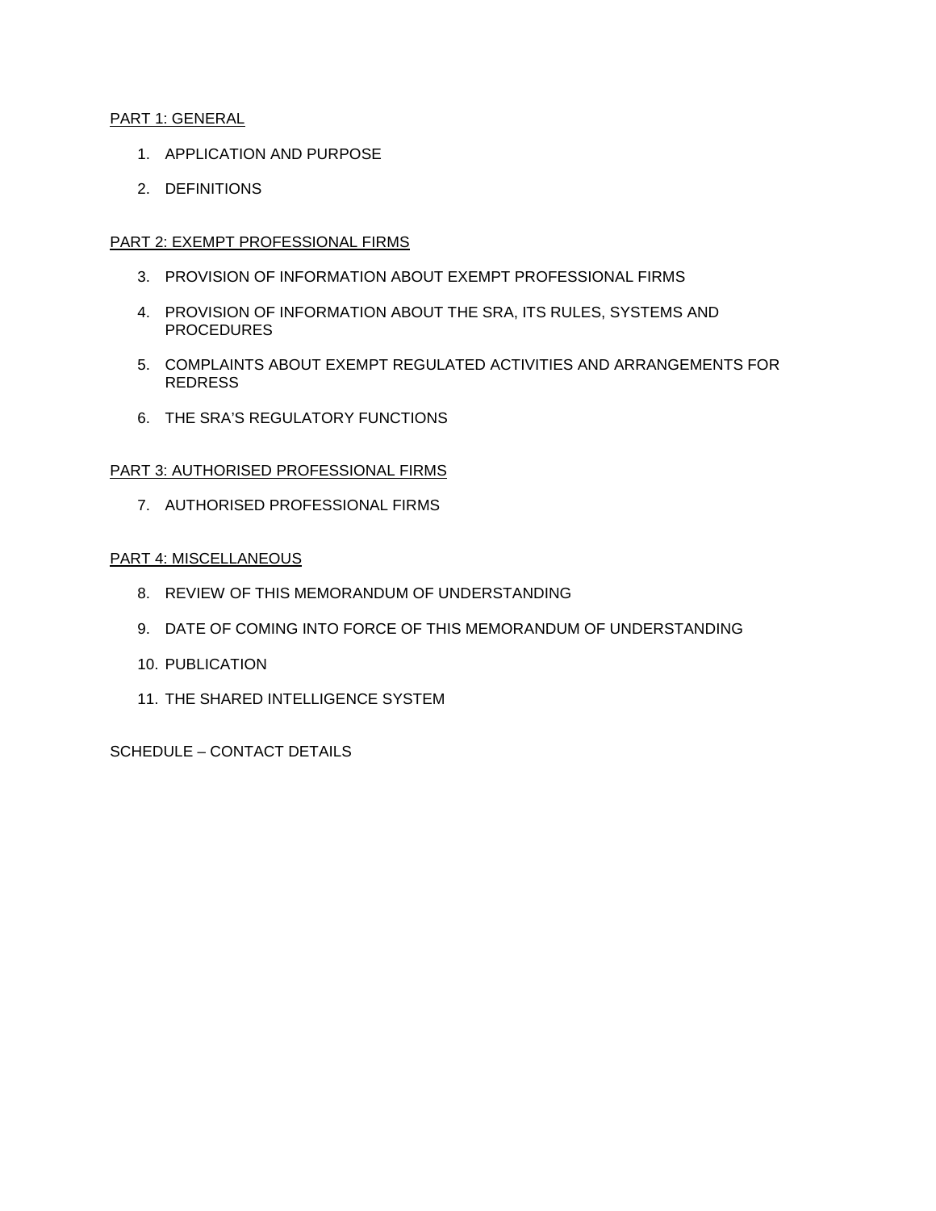PART 1: GENERAL

1. APPLICATION AND PURPOSE
2. DEFINITIONS

PART 2: EXEMPT PROFESSIONAL FIRMS

3. PROVISION OF INFORMATION ABOUT EXEMPT PROFESSIONAL FIRMS
4. PROVISION OF INFORMATION ABOUT THE SRA, ITS RULES, SYSTEMS AND PROCEDURES
5. COMPLAINTS ABOUT EXEMPT REGULATED ACTIVITIES AND ARRANGEMENTS FOR REDRESS
6. THE SRA'S REGULATORY FUNCTIONS

PART 3: AUTHORISED PROFESSIONAL FIRMS

7. AUTHORISED PROFESSIONAL FIRMS

PART 4: MISCELLANEOUS

8. REVIEW OF THIS MEMORANDUM OF UNDERSTANDING
9. DATE OF COMING INTO FORCE OF THIS MEMORANDUM OF UNDERSTANDING
10. PUBLICATION
11. THE SHARED INTELLIGENCE SYSTEM

SCHEDULE – CONTACT DETAILS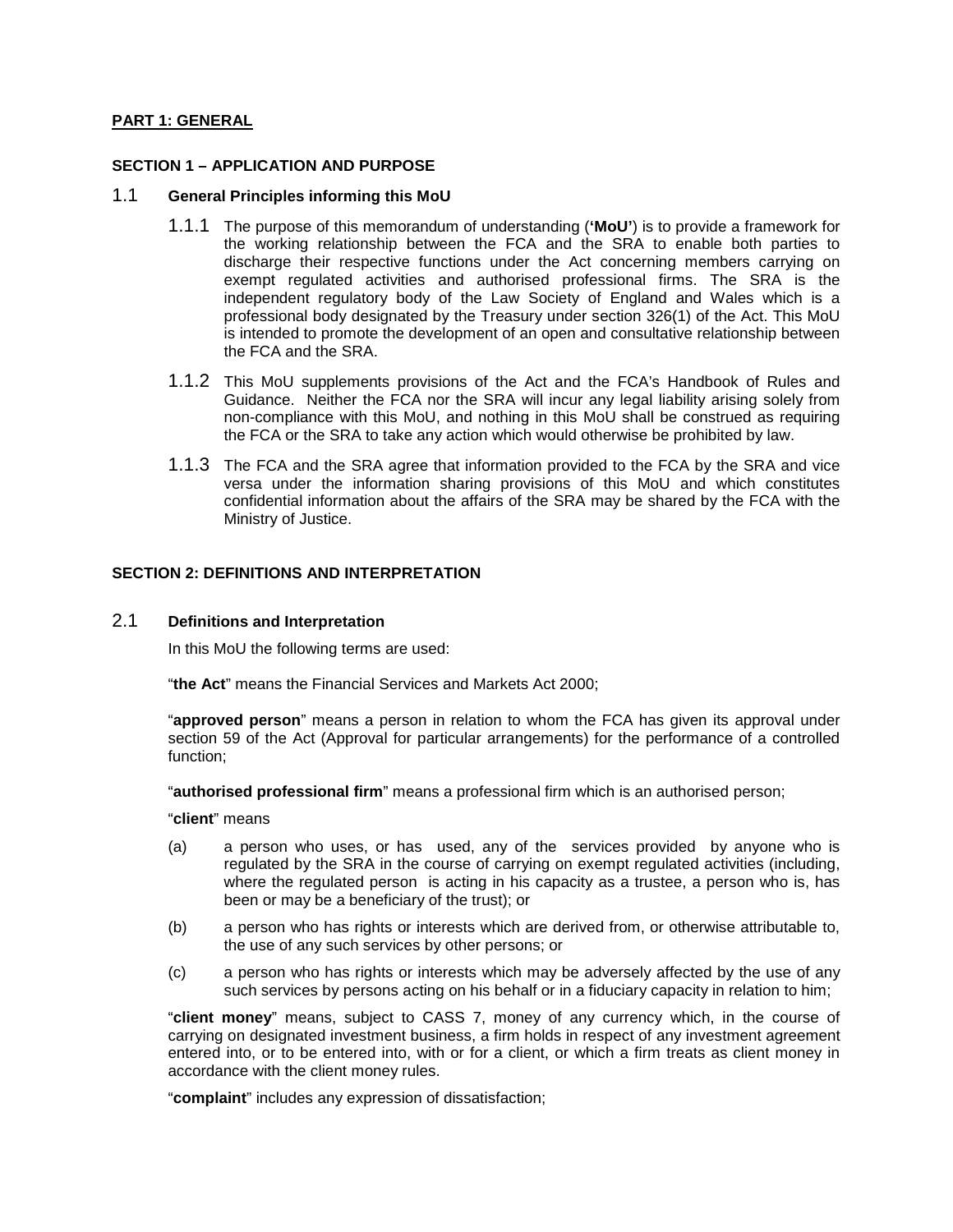## PART 1: GENERAL

### SECTION 1 – APPLICATION AND PURPOSE

#### 1.1 General Principles informing this MoU

1.1.1 The purpose of this memorandum of understanding (**'MoU'**) is to provide a framework for the working relationship between the FCA and the SRA to enable both parties to discharge their respective functions under the Act concerning members carrying on exempt regulated activities and authorised professional firms. The SRA is the independent regulatory body of the Law Society of England and Wales which is a professional body designated by the Treasury under section 326(1) of the Act. This MoU is intended to promote the development of an open and consultative relationship between the FCA and the SRA.

1.1.2 This MoU supplements provisions of the Act and the FCA's Handbook of Rules and Guidance. Neither the FCA nor the SRA will incur any legal liability arising solely from non-compliance with this MoU, and nothing in this MoU shall be construed as requiring the FCA or the SRA to take any action which would otherwise be prohibited by law.

1.1.3 The FCA and the SRA agree that information provided to the FCA by the SRA and vice versa under the information sharing provisions of this MoU and which constitutes confidential information about the affairs of the SRA may be shared by the FCA with the Ministry of Justice.

### SECTION 2: DEFINITIONS AND INTERPRETATION

#### 2.1 Definitions and Interpretation

In this MoU the following terms are used:

"**the Act**" means the Financial Services and Markets Act 2000;

"**approved person**" means a person in relation to whom the FCA has given its approval under section 59 of the Act (Approval for particular arrangements) for the performance of a controlled function;

"**authorised professional firm**" means a professional firm which is an authorised person;

"**client**" means

(a) a person who uses, or has used, any of the services provided by anyone who is regulated by the SRA in the course of carrying on exempt regulated activities (including, where the regulated person is acting in his capacity as a trustee, a person who is, has been or may be a beneficiary of the trust); or

(b) a person who has rights or interests which are derived from, or otherwise attributable to, the use of any such services by other persons; or

(c) a person who has rights or interests which may be adversely affected by the use of any such services by persons acting on his behalf or in a fiduciary capacity in relation to him;

"**client money**" means, subject to CASS 7, money of any currency which, in the course of carrying on designated investment business, a firm holds in respect of any investment agreement entered into, or to be entered into, with or for a client, or which a firm treats as client money in accordance with the client money rules.

"**complaint**" includes any expression of dissatisfaction;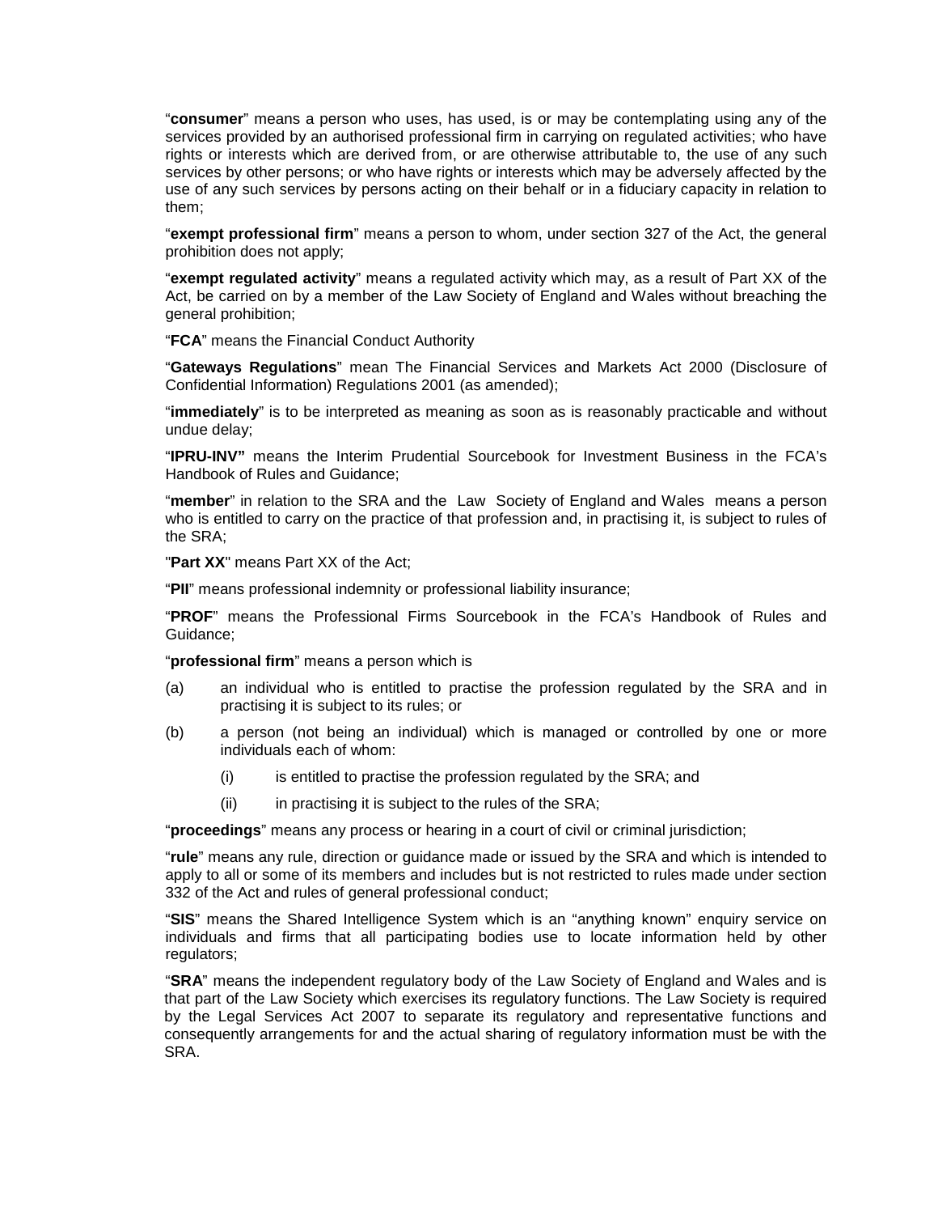"**consumer**" means a person who uses, has used, is or may be contemplating using any of the services provided by an authorised professional firm in carrying on regulated activities; who have rights or interests which are derived from, or are otherwise attributable to, the use of any such services by other persons; or who have rights or interests which may be adversely affected by the use of any such services by persons acting on their behalf or in a fiduciary capacity in relation to them;

"**exempt professional firm**" means a person to whom, under section 327 of the Act, the general prohibition does not apply;

"**exempt regulated activity**" means a regulated activity which may, as a result of Part XX of the Act, be carried on by a member of the Law Society of England and Wales without breaching the general prohibition;

"**FCA**" means the Financial Conduct Authority

"**Gateways Regulations**" mean The Financial Services and Markets Act 2000 (Disclosure of Confidential Information) Regulations 2001 (as amended);

"**immediately**" is to be interpreted as meaning as soon as is reasonably practicable and without undue delay;

"**IPRU-INV"** means the Interim Prudential Sourcebook for Investment Business in the FCA's Handbook of Rules and Guidance;

"**member**" in relation to the SRA and the Law Society of England and Wales means a person who is entitled to carry on the practice of that profession and, in practising it, is subject to rules of the SRA;

"**Part XX**" means Part XX of the Act;

"**PII**" means professional indemnity or professional liability insurance;

"**PROF**" means the Professional Firms Sourcebook in the FCA's Handbook of Rules and Guidance;

"**professional firm**" means a person which is

(a) an individual who is entitled to practise the profession regulated by the SRA and in practising it is subject to its rules; or

(b) a person (not being an individual) which is managed or controlled by one or more individuals each of whom:

 (i) is entitled to practise the profession regulated by the SRA; and

 (ii) in practising it is subject to the rules of the SRA;

"**proceedings**" means any process or hearing in a court of civil or criminal jurisdiction;

"**rule**" means any rule, direction or guidance made or issued by the SRA and which is intended to apply to all or some of its members and includes but is not restricted to rules made under section 332 of the Act and rules of general professional conduct;

"**SIS**" means the Shared Intelligence System which is an "anything known" enquiry service on individuals and firms that all participating bodies use to locate information held by other regulators;

"**SRA**" means the independent regulatory body of the Law Society of England and Wales and is that part of the Law Society which exercises its regulatory functions. The Law Society is required by the Legal Services Act 2007 to separate its regulatory and representative functions and consequently arrangements for and the actual sharing of regulatory information must be with the SRA.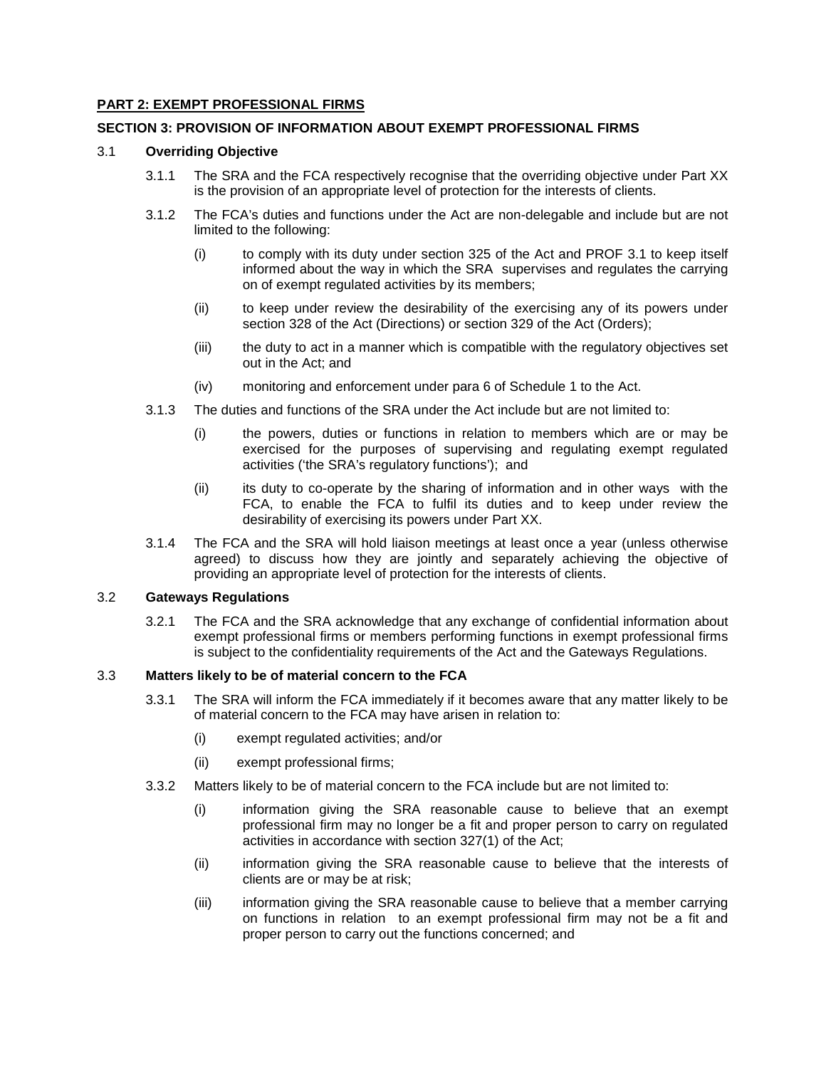**PART 2: EXEMPT PROFESSIONAL FIRMS**

**SECTION 3: PROVISION OF INFORMATION ABOUT EXEMPT PROFESSIONAL FIRMS**

3.1 **Overriding Objective**

3.1.1 The SRA and the FCA respectively recognise that the overriding objective under Part XX is the provision of an appropriate level of protection for the interests of clients.

3.1.2 The FCA's duties and functions under the Act are non-delegable and include but are not limited to the following:

(i) to comply with its duty under section 325 of the Act and PROF 3.1 to keep itself informed about the way in which the SRA supervises and regulates the carrying on of exempt regulated activities by its members;

(ii) to keep under review the desirability of the exercising any of its powers under section 328 of the Act (Directions) or section 329 of the Act (Orders);

(iii) the duty to act in a manner which is compatible with the regulatory objectives set out in the Act; and

(iv) monitoring and enforcement under para 6 of Schedule 1 to the Act.

3.1.3 The duties and functions of the SRA under the Act include but are not limited to:

(i) the powers, duties or functions in relation to members which are or may be exercised for the purposes of supervising and regulating exempt regulated activities ('the SRA's regulatory functions'); and

(ii) its duty to co-operate by the sharing of information and in other ways with the FCA, to enable the FCA to fulfil its duties and to keep under review the desirability of exercising its powers under Part XX.

3.1.4 The FCA and the SRA will hold liaison meetings at least once a year (unless otherwise agreed) to discuss how they are jointly and separately achieving the objective of providing an appropriate level of protection for the interests of clients.

3.2 **Gateways Regulations**

3.2.1 The FCA and the SRA acknowledge that any exchange of confidential information about exempt professional firms or members performing functions in exempt professional firms is subject to the confidentiality requirements of the Act and the Gateways Regulations.

3.3 **Matters likely to be of material concern to the FCA**

3.3.1 The SRA will inform the FCA immediately if it becomes aware that any matter likely to be of material concern to the FCA may have arisen in relation to:

(i) exempt regulated activities; and/or

(ii) exempt professional firms;

3.3.2 Matters likely to be of material concern to the FCA include but are not limited to:

(i) information giving the SRA reasonable cause to believe that an exempt professional firm may no longer be a fit and proper person to carry on regulated activities in accordance with section 327(1) of the Act;

(ii) information giving the SRA reasonable cause to believe that the interests of clients are or may be at risk;

(iii) information giving the SRA reasonable cause to believe that a member carrying on functions in relation to an exempt professional firm may not be a fit and proper person to carry out the functions concerned; and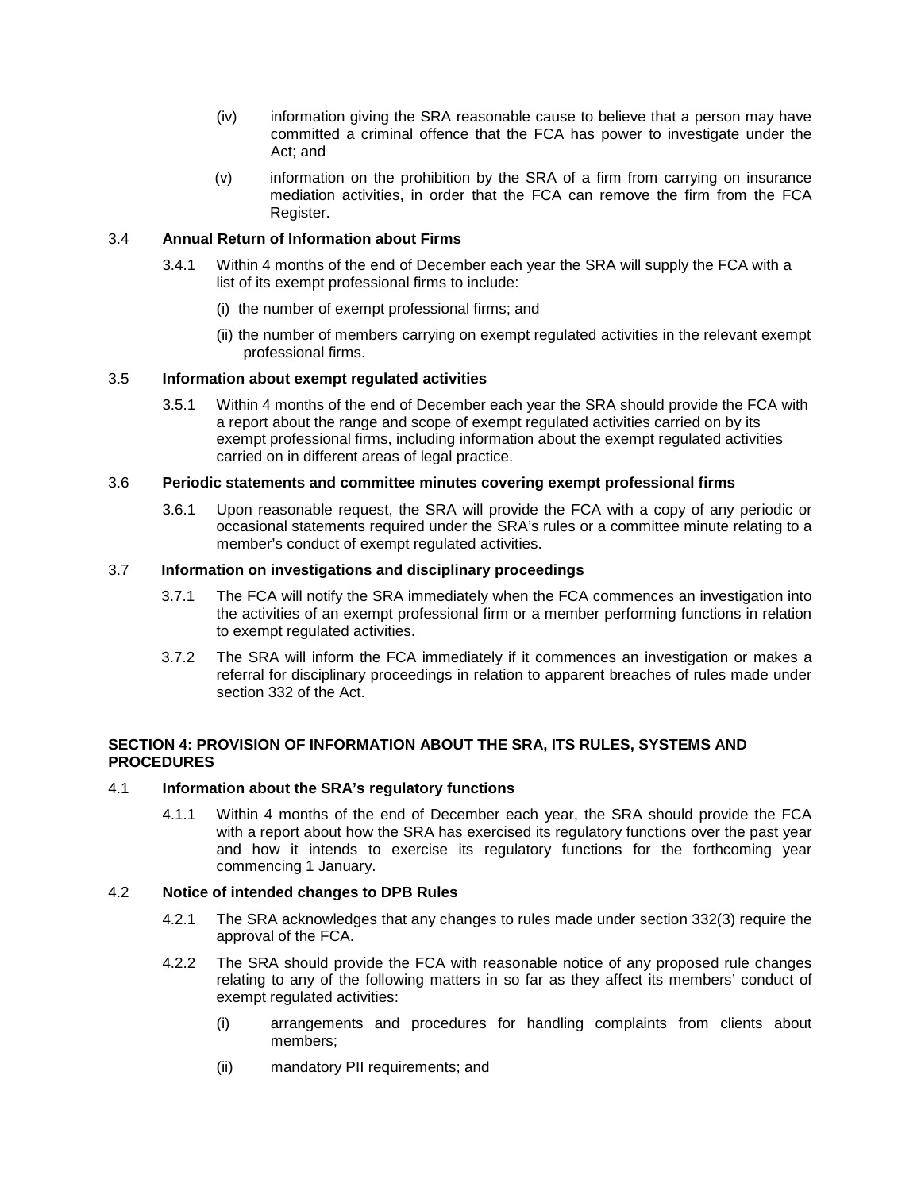(iv) information giving the SRA reasonable cause to believe that a person may have committed a criminal offence that the FCA has power to investigate under the Act; and

(v) information on the prohibition by the SRA of a firm from carrying on insurance mediation activities, in order that the FCA can remove the firm from the FCA Register.

3.4 **Annual Return of Information about Firms**

3.4.1 Within 4 months of the end of December each year the SRA will supply the FCA with a list of its exempt professional firms to include:

(i) the number of exempt professional firms; and

(ii) the number of members carrying on exempt regulated activities in the relevant exempt professional firms.

3.5 **Information about exempt regulated activities**

3.5.1 Within 4 months of the end of December each year the SRA should provide the FCA with a report about the range and scope of exempt regulated activities carried on by its exempt professional firms, including information about the exempt regulated activities carried on in different areas of legal practice.

3.6 **Periodic statements and committee minutes covering exempt professional firms**

3.6.1 Upon reasonable request, the SRA will provide the FCA with a copy of any periodic or occasional statements required under the SRA's rules or a committee minute relating to a member's conduct of exempt regulated activities.

3.7 **Information on investigations and disciplinary proceedings**

3.7.1 The FCA will notify the SRA immediately when the FCA commences an investigation into the activities of an exempt professional firm or a member performing functions in relation to exempt regulated activities.

3.7.2 The SRA will inform the FCA immediately if it commences an investigation or makes a referral for disciplinary proceedings in relation to apparent breaches of rules made under section 332 of the Act.

## SECTION 4: PROVISION OF INFORMATION ABOUT THE SRA, ITS RULES, SYSTEMS AND PROCEDURES

4.1 **Information about the SRA's regulatory functions**

4.1.1 Within 4 months of the end of December each year, the SRA should provide the FCA with a report about how the SRA has exercised its regulatory functions over the past year and how it intends to exercise its regulatory functions for the forthcoming year commencing 1 January.

4.2 **Notice of intended changes to DPB Rules**

4.2.1 The SRA acknowledges that any changes to rules made under section 332(3) require the approval of the FCA.

4.2.2 The SRA should provide the FCA with reasonable notice of any proposed rule changes relating to any of the following matters in so far as they affect its members' conduct of exempt regulated activities:

(i) arrangements and procedures for handling complaints from clients about members;

(ii) mandatory PII requirements; and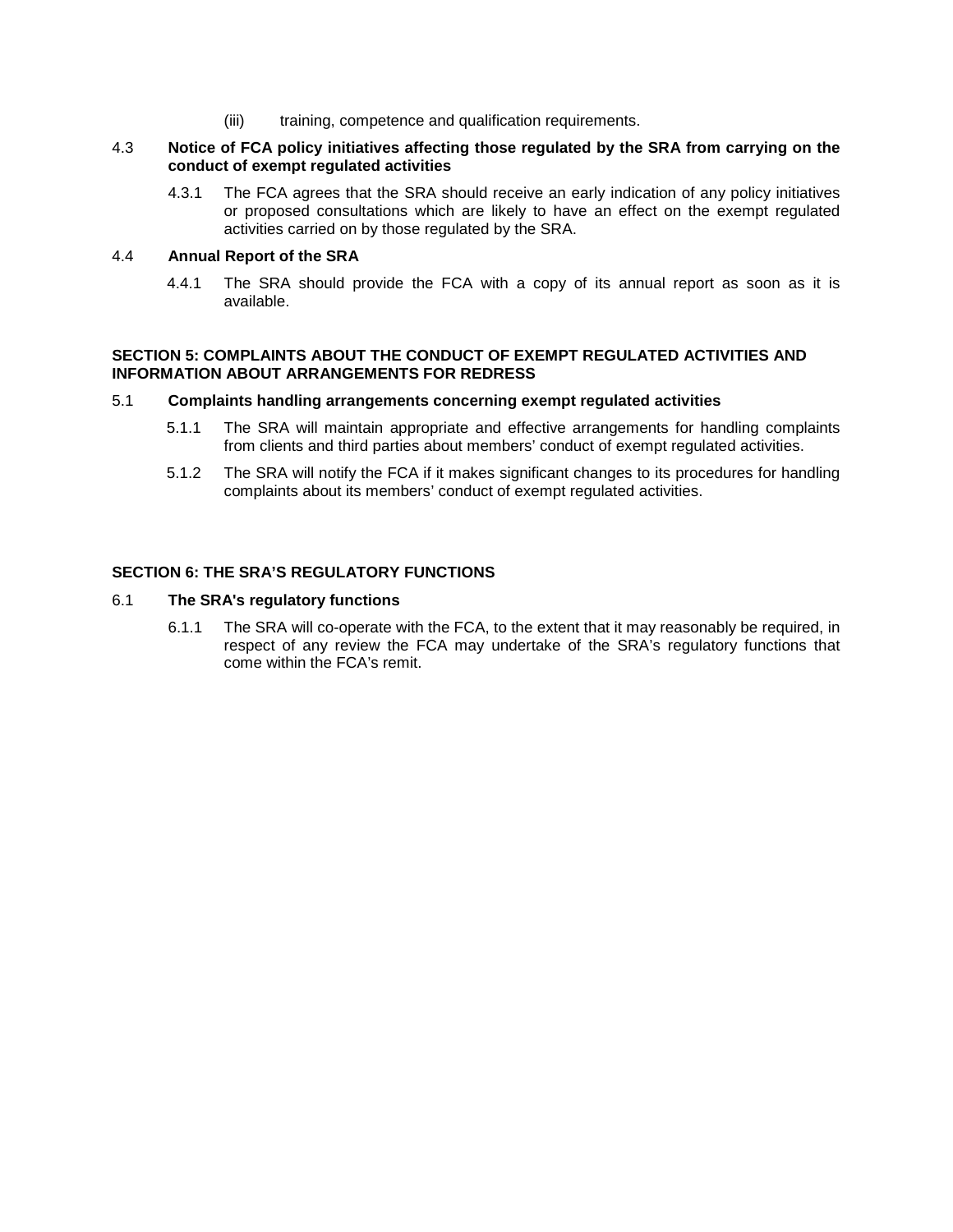(iii) training, competence and qualification requirements.

4.3 **Notice of FCA policy initiatives affecting those regulated by the SRA from carrying on the conduct of exempt regulated activities**

4.3.1 The FCA agrees that the SRA should receive an early indication of any policy initiatives or proposed consultations which are likely to have an effect on the exempt regulated activities carried on by those regulated by the SRA.

4.4 **Annual Report of the SRA**

4.4.1 The SRA should provide the FCA with a copy of its annual report as soon as it is available.

## SECTION 5: COMPLAINTS ABOUT THE CONDUCT OF EXEMPT REGULATED ACTIVITIES AND INFORMATION ABOUT ARRANGEMENTS FOR REDRESS

5.1 **Complaints handling arrangements concerning exempt regulated activities**

5.1.1 The SRA will maintain appropriate and effective arrangements for handling complaints from clients and third parties about members' conduct of exempt regulated activities.

5.1.2 The SRA will notify the FCA if it makes significant changes to its procedures for handling complaints about its members' conduct of exempt regulated activities.

## SECTION 6: THE SRA'S REGULATORY FUNCTIONS

6.1 **The SRA's regulatory functions**

6.1.1 The SRA will co-operate with the FCA, to the extent that it may reasonably be required, in respect of any review the FCA may undertake of the SRA's regulatory functions that come within the FCA's remit.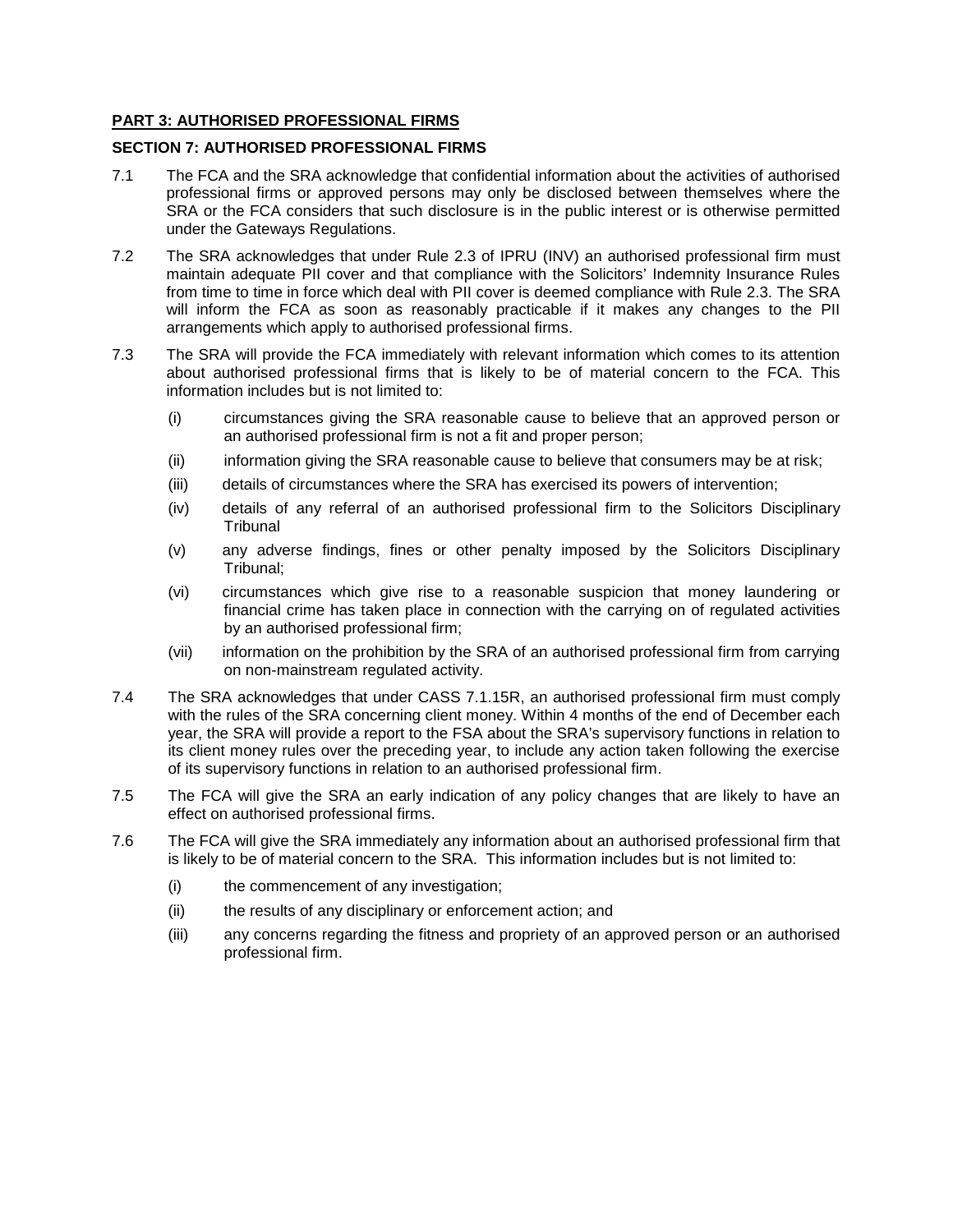## PART 3: AUTHORISED PROFESSIONAL FIRMS

### SECTION 7: AUTHORISED PROFESSIONAL FIRMS

7.1 The FCA and the SRA acknowledge that confidential information about the activities of authorised professional firms or approved persons may only be disclosed between themselves where the SRA or the FCA considers that such disclosure is in the public interest or is otherwise permitted under the Gateways Regulations.

7.2 The SRA acknowledges that under Rule 2.3 of IPRU (INV) an authorised professional firm must maintain adequate PII cover and that compliance with the Solicitors' Indemnity Insurance Rules from time to time in force which deal with PII cover is deemed compliance with Rule 2.3. The SRA will inform the FCA as soon as reasonably practicable if it makes any changes to the PII arrangements which apply to authorised professional firms.

7.3 The SRA will provide the FCA immediately with relevant information which comes to its attention about authorised professional firms that is likely to be of material concern to the FCA. This information includes but is not limited to:

(i) circumstances giving the SRA reasonable cause to believe that an approved person or an authorised professional firm is not a fit and proper person;

(ii) information giving the SRA reasonable cause to believe that consumers may be at risk;

(iii) details of circumstances where the SRA has exercised its powers of intervention;

(iv) details of any referral of an authorised professional firm to the Solicitors Disciplinary Tribunal

(v) any adverse findings, fines or other penalty imposed by the Solicitors Disciplinary Tribunal;

(vi) circumstances which give rise to a reasonable suspicion that money laundering or financial crime has taken place in connection with the carrying on of regulated activities by an authorised professional firm;

(vii) information on the prohibition by the SRA of an authorised professional firm from carrying on non-mainstream regulated activity.

7.4 The SRA acknowledges that under CASS 7.1.15R, an authorised professional firm must comply with the rules of the SRA concerning client money. Within 4 months of the end of December each year, the SRA will provide a report to the FSA about the SRA's supervisory functions in relation to its client money rules over the preceding year, to include any action taken following the exercise of its supervisory functions in relation to an authorised professional firm.

7.5 The FCA will give the SRA an early indication of any policy changes that are likely to have an effect on authorised professional firms.

7.6 The FCA will give the SRA immediately any information about an authorised professional firm that is likely to be of material concern to the SRA. This information includes but is not limited to:

(i) the commencement of any investigation;

(ii) the results of any disciplinary or enforcement action; and

(iii) any concerns regarding the fitness and propriety of an approved person or an authorised professional firm.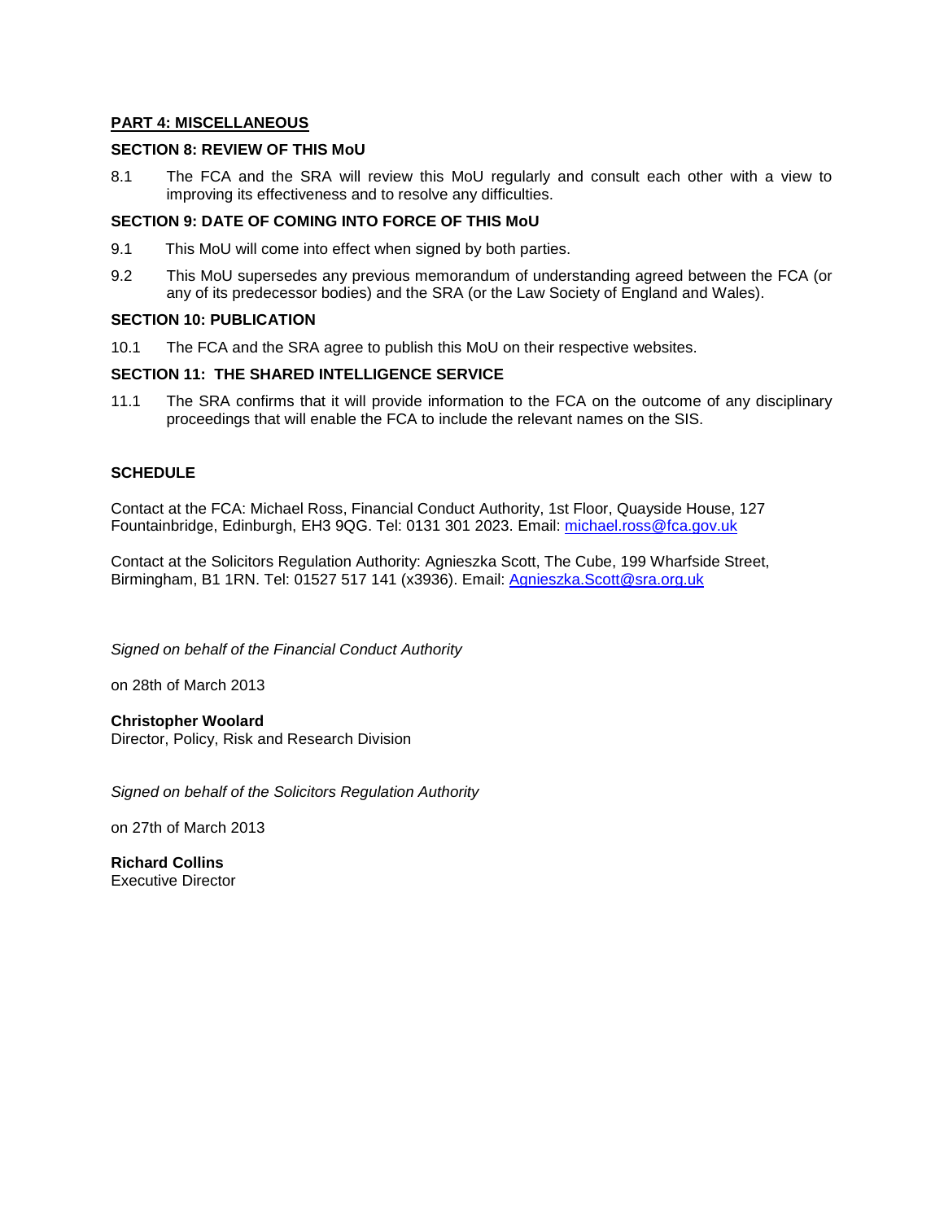## PART 4: MISCELLANEOUS

### SECTION 8: REVIEW OF THIS MoU

8.1 The FCA and the SRA will review this MoU regularly and consult each other with a view to improving its effectiveness and to resolve any difficulties.

### SECTION 9: DATE OF COMING INTO FORCE OF THIS MoU

9.1 This MoU will come into effect when signed by both parties.

9.2 This MoU supersedes any previous memorandum of understanding agreed between the FCA (or any of its predecessor bodies) and the SRA (or the Law Society of England and Wales).

### SECTION 10: PUBLICATION

10.1 The FCA and the SRA agree to publish this MoU on their respective websites.

### SECTION 11: THE SHARED INTELLIGENCE SERVICE

11.1 The SRA confirms that it will provide information to the FCA on the outcome of any disciplinary proceedings that will enable the FCA to include the relevant names on the SIS.

### SCHEDULE

Contact at the FCA: Michael Ross, Financial Conduct Authority, 1st Floor, Quayside House, 127 Fountainbridge, Edinburgh, EH3 9QG. Tel: 0131 301 2023. Email: michael.ross@fca.gov.uk

Contact at the Solicitors Regulation Authority: Agnieszka Scott, The Cube, 199 Wharfside Street, Birmingham, B1 1RN. Tel: 01527 517 141 (x3936). Email: Agnieszka.Scott@sra.org.uk

*Signed on behalf of the Financial Conduct Authority*

on 28th of March 2013

**Christopher Woolard**
Director, Policy, Risk and Research Division

*Signed on behalf of the Solicitors Regulation Authority*

on 27th of March 2013

**Richard Collins**
Executive Director